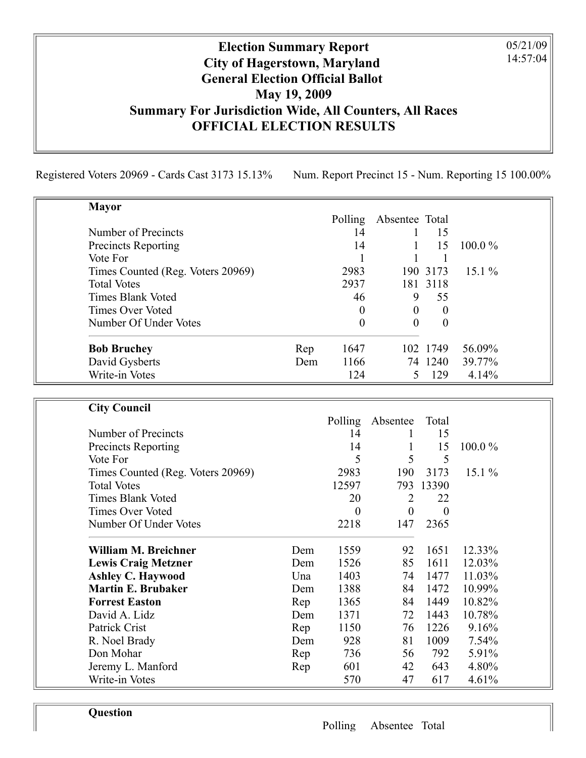# Election Summary Report
## City of Hagerstown, Maryland
## General Election Official Ballot
## May 19, 2009
## Summary For Jurisdiction Wide, All Counters, All Races
## OFFICIAL ELECTION RESULTS

05/21/09
14:57:04

Registered Voters 20969 - Cards Cast 3173 15.13%    Num. Report Precinct 15 - Num. Reporting 15 100.00%

### Mayor

| | | Polling | Absentee | Total | |
|---|---|---|---|---|---|
| Number of Precincts | | 14 | 1 | 15 | |
| Precincts Reporting | | 14 | 1 | 15 | 100.0 % |
| Vote For | | 1 | 1 | 1 | |
| Times Counted (Reg. Voters 20969) | | 2983 | 190 | 3173 | 15.1 % |
| Total Votes | | 2937 | 181 | 3118 | |
| Times Blank Voted | | 46 | 9 | 55 | |
| Times Over Voted | | 0 | 0 | 0 | |
| Number Of Under Votes | | 0 | 0 | 0 | |
| **Bob Bruchey** | Rep | 1647 | 102 | 1749 | 56.09% |
| David Gysberts | Dem | 1166 | 74 | 1240 | 39.77% |
| Write-in Votes | | 124 | 5 | 129 | 4.14% |

### City Council

| | | Polling | Absentee | Total | |
|---|---|---|---|---|---|
| Number of Precincts | | 14 | 1 | 15 | |
| Precincts Reporting | | 14 | 1 | 15 | 100.0 % |
| Vote For | | 5 | 5 | 5 | |
| Times Counted (Reg. Voters 20969) | | 2983 | 190 | 3173 | 15.1 % |
| Total Votes | | 12597 | 793 | 13390 | |
| Times Blank Voted | | 20 | 2 | 22 | |
| Times Over Voted | | 0 | 0 | 0 | |
| Number Of Under Votes | | 2218 | 147 | 2365 | |
| **William M. Breichner** | Dem | 1559 | 92 | 1651 | 12.33% |
| **Lewis Craig Metzner** | Dem | 1526 | 85 | 1611 | 12.03% |
| **Ashley C. Haywood** | Una | 1403 | 74 | 1477 | 11.03% |
| **Martin E. Brubaker** | Dem | 1388 | 84 | 1472 | 10.99% |
| **Forrest Easton** | Rep | 1365 | 84 | 1449 | 10.82% |
| David A. Lidz | Dem | 1371 | 72 | 1443 | 10.78% |
| Patrick Crist | Rep | 1150 | 76 | 1226 | 9.16% |
| R. Noel Brady | Dem | 928 | 81 | 1009 | 7.54% |
| Don Mohar | Rep | 736 | 56 | 792 | 5.91% |
| Jeremy L. Manford | Rep | 601 | 42 | 643 | 4.80% |
| Write-in Votes | | 570 | 47 | 617 | 4.61% |

### Question

| | | Polling | Absentee | Total | |
|---|---|---|---|---|---|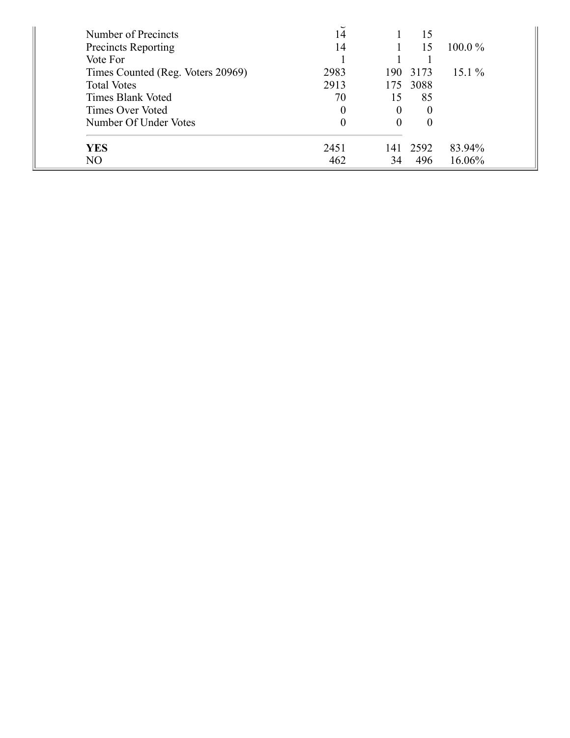| | | | | |
|---|---|---|---|---|
| Number of Precincts | 14 | 1 | 15 | |
| Precincts Reporting | 14 | 1 | 15 | 100.0 % |
| Vote For | 1 | 1 | 1 | |
| Times Counted (Reg. Voters 20969) | 2983 | 190 | 3173 | 15.1 % |
| Total Votes | 2913 | 175 | 3088 | |
| Times Blank Voted | 70 | 15 | 85 | |
| Times Over Voted | 0 | 0 | 0 | |
| Number Of Under Votes | 0 | 0 | 0 | |
| **YES** | 2451 | 141 | 2592 | 83.94% |
| NO | 462 | 34 | 496 | 16.06% |